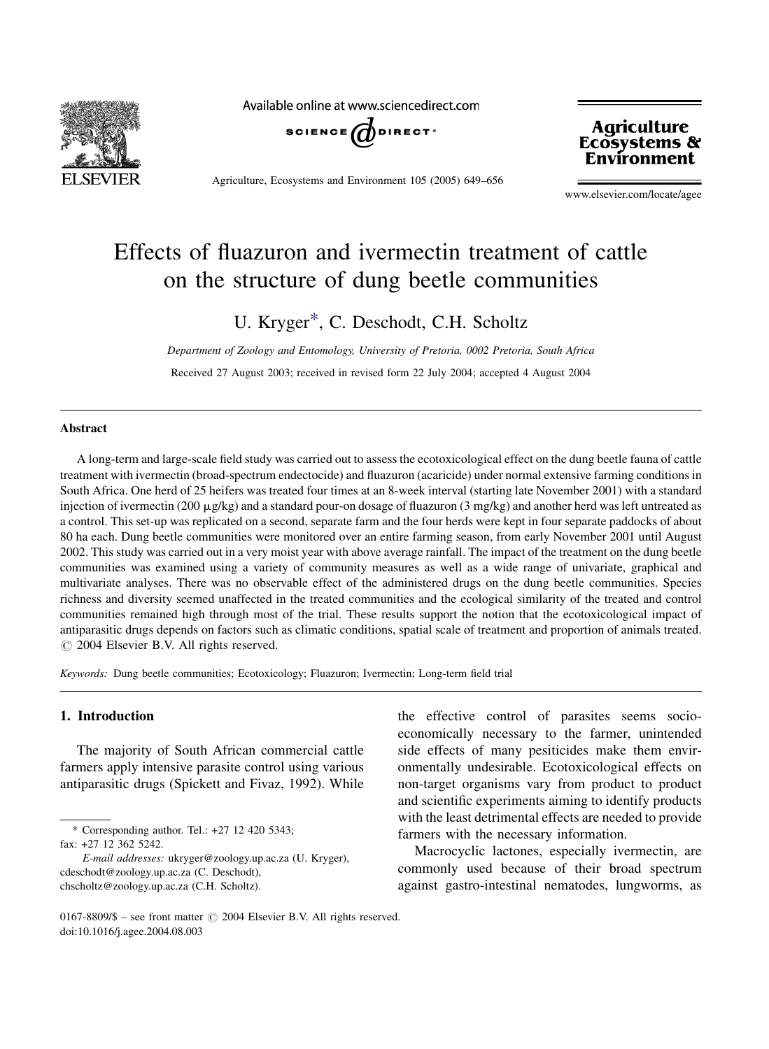# Effects of fluazuron and ivermectin treatment of cattle on the structure of dung beetle communities

U. Kryger*, C. Deschodt, C.H. Scholtz

*Department of Zoology and Entomology, University of Pretoria, 0002 Pretoria, South Africa*

Received 27 August 2003; received in revised form 22 July 2004; accepted 4 August 2004

## Abstract

A long-term and large-scale field study was carried out to assess the ecotoxicological effect on the dung beetle fauna of cattle treatment with ivermectin (broad-spectrum endectocide) and fluazuron (acaricide) under normal extensive farming conditions in South Africa. One herd of 25 heifers was treated four times at an 8-week interval (starting late November 2001) with a standard injection of ivermectin (200 μg/kg) and a standard pour-on dosage of fluazuron (3 mg/kg) and another herd was left untreated as a control. This set-up was replicated on a second, separate farm and the four herds were kept in four separate paddocks of about 80 ha each. Dung beetle communities were monitored over an entire farming season, from early November 2001 until August 2002. This study was carried out in a very moist year with above average rainfall. The impact of the treatment on the dung beetle communities was examined using a variety of community measures as well as a wide range of univariate, graphical and multivariate analyses. There was no observable effect of the administered drugs on the dung beetle communities. Species richness and diversity seemed unaffected in the treated communities and the ecological similarity of the treated and control communities remained high through most of the trial. These results support the notion that the ecotoxicological impact of antiparasitic drugs depends on factors such as climatic conditions, spatial scale of treatment and proportion of animals treated.
© 2004 Elsevier B.V. All rights reserved.

*Keywords:* Dung beetle communities; Ecotoxicology; Fluazuron; Ivermectin; Long-term field trial

## 1. Introduction

The majority of South African commercial cattle farmers apply intensive parasite control using various antiparasitic drugs (Spickett and Fivaz, 1992). While the effective control of parasites seems socio-economically necessary to the farmer, unintended side effects of many pesiticides make them environmentally undesirable. Ecotoxicological effects on non-target organisms vary from product to product and scientific experiments aiming to identify products with the least detrimental effects are needed to provide farmers with the necessary information.

Macrocyclic lactones, especially ivermectin, are commonly used because of their broad spectrum against gastro-intestinal nematodes, lungworms, as

\* Corresponding author. Tel.: +27 12 420 5343; fax: +27 12 362 5242.

*E-mail addresses:* ukryger@zoology.up.ac.za (U. Kryger), cdeschodt@zoology.up.ac.za (C. Deschodt), chscholtz@zoology.up.ac.za (C.H. Scholtz).

0167-8809/$ – see front matter © 2004 Elsevier B.V. All rights reserved.
doi:10.1016/j.agee.2004.08.003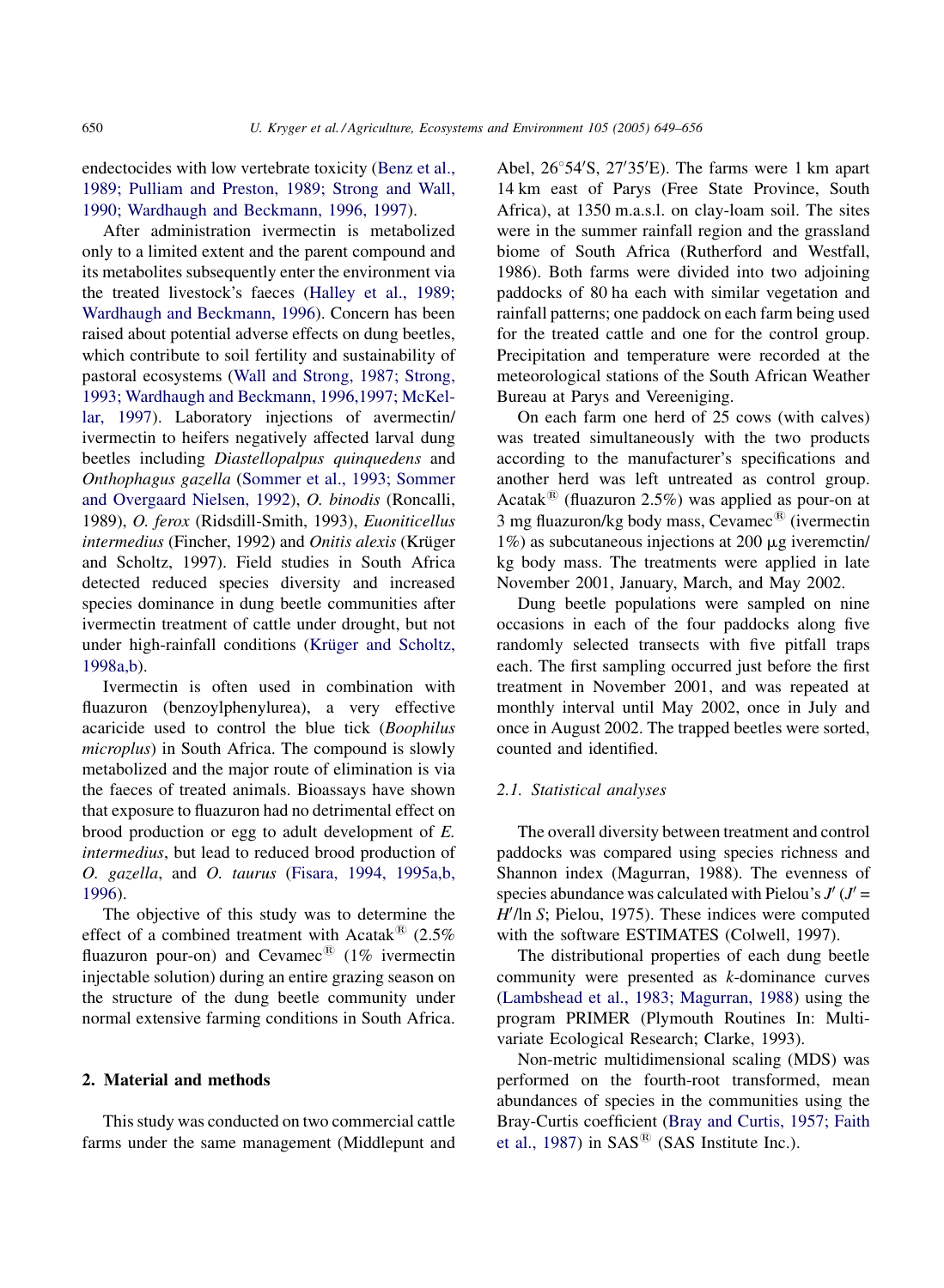endectocides with low vertebrate toxicity (Benz et al., 1989; Pulliam and Preston, 1989; Strong and Wall, 1990; Wardhaugh and Beckmann, 1996, 1997).

After administration ivermectin is metabolized only to a limited extent and the parent compound and its metabolites subsequently enter the environment via the treated livestock's faeces (Halley et al., 1989; Wardhaugh and Beckmann, 1996). Concern has been raised about potential adverse effects on dung beetles, which contribute to soil fertility and sustainability of pastoral ecosystems (Wall and Strong, 1987; Strong, 1993; Wardhaugh and Beckmann, 1996,1997; McKellar, 1997). Laboratory injections of avermectin/ivermectin to heifers negatively affected larval dung beetles including *Diastellopalpus quinquedens* and *Onthophagus gazella* (Sommer et al., 1993; Sommer and Overgaard Nielsen, 1992), *O. binodis* (Roncalli, 1989), *O. ferox* (Ridsdill-Smith, 1993), *Euoniticellus intermedius* (Fincher, 1992) and *Onitis alexis* (Krüger and Scholtz, 1997). Field studies in South Africa detected reduced species diversity and increased species dominance in dung beetle communities after ivermectin treatment of cattle under drought, but not under high-rainfall conditions (Krüger and Scholtz, 1998a,b).

Ivermectin is often used in combination with fluazuron (benzoylphenylurea), a very effective acaricide used to control the blue tick (*Boophilus microplus*) in South Africa. The compound is slowly metabolized and the major route of elimination is via the faeces of treated animals. Bioassays have shown that exposure to fluazuron had no detrimental effect on brood production or egg to adult development of *E. intermedius*, but lead to reduced brood production of *O. gazella*, and *O. taurus* (Fisara, 1994, 1995a,b, 1996).

The objective of this study was to determine the effect of a combined treatment with Acatak® (2.5% fluazuron pour-on) and Cevamec® (1% ivermectin injectable solution) during an entire grazing season on the structure of the dung beetle community under normal extensive farming conditions in South Africa.

## 2. Material and methods

This study was conducted on two commercial cattle farms under the same management (Middlepunt and Abel, 26°54′S, 27′35′E). The farms were 1 km apart 14 km east of Parys (Free State Province, South Africa), at 1350 m.a.s.l. on clay-loam soil. The sites were in the summer rainfall region and the grassland biome of South Africa (Rutherford and Westfall, 1986). Both farms were divided into two adjoining paddocks of 80 ha each with similar vegetation and rainfall patterns; one paddock on each farm being used for the treated cattle and one for the control group. Precipitation and temperature were recorded at the meteorological stations of the South African Weather Bureau at Parys and Vereeniging.

On each farm one herd of 25 cows (with calves) was treated simultaneously with the two products according to the manufacturer's specifications and another herd was left untreated as control group. Acatak® (fluazuron 2.5%) was applied as pour-on at 3 mg fluazuron/kg body mass, Cevamec® (ivermectin 1%) as subcutaneous injections at 200 μg iveremctin/kg body mass. The treatments were applied in late November 2001, January, March, and May 2002.

Dung beetle populations were sampled on nine occasions in each of the four paddocks along five randomly selected transects with five pitfall traps each. The first sampling occurred just before the first treatment in November 2001, and was repeated at monthly interval until May 2002, once in July and once in August 2002. The trapped beetles were sorted, counted and identified.

### 2.1. Statistical analyses

The overall diversity between treatment and control paddocks was compared using species richness and Shannon index (Magurran, 1988). The evenness of species abundance was calculated with Pielou's $J'$ ($J' = H'/\ln S$; Pielou, 1975). These indices were computed with the software ESTIMATES (Colwell, 1997).

The distributional properties of each dung beetle community were presented as $k$-dominance curves (Lambshead et al., 1983; Magurran, 1988) using the program PRIMER (Plymouth Routines In: Multivariate Ecological Research; Clarke, 1993).

Non-metric multidimensional scaling (MDS) was performed on the fourth-root transformed, mean abundances of species in the communities using the Bray-Curtis coefficient (Bray and Curtis, 1957; Faith et al., 1987) in SAS® (SAS Institute Inc.).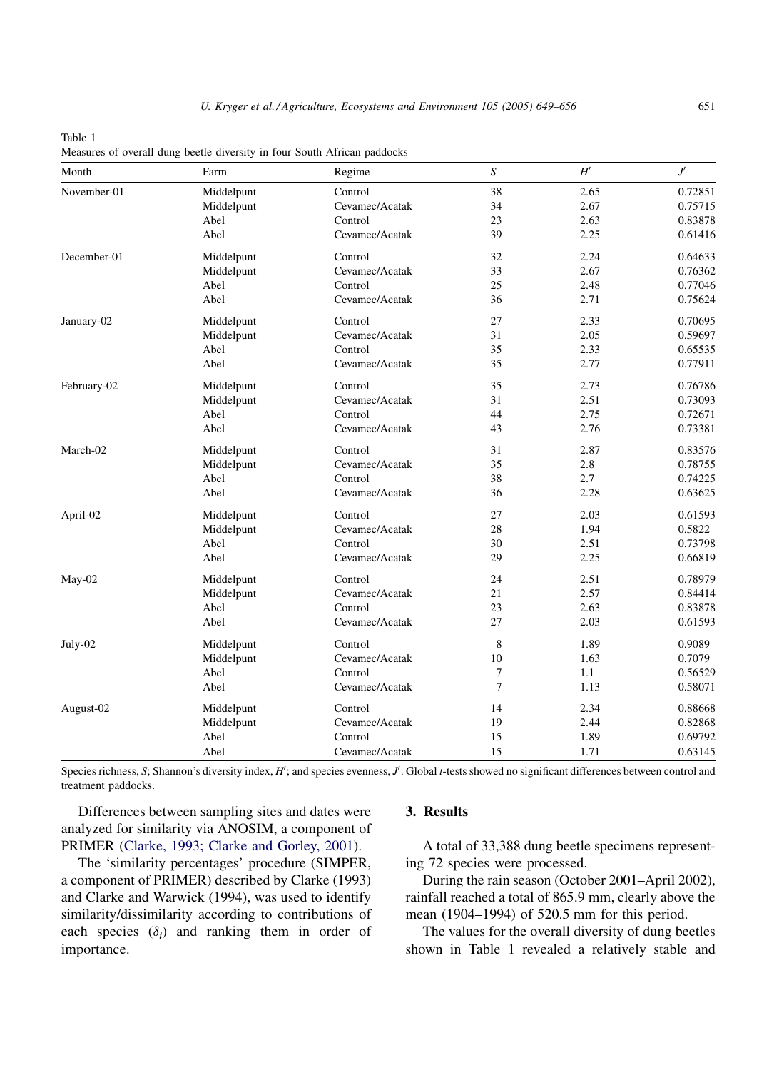Table 1
Measures of overall dung beetle diversity in four South African paddocks

| Month | Farm | Regime | $S$ | $H'$ | $J'$ |
|---|---|---|---|---|---|
| November-01 | Middelpunt | Control | 38 | 2.65 | 0.72851 |
| | Middelpunt | Cevamec/Acatak | 34 | 2.67 | 0.75715 |
| | Abel | Control | 23 | 2.63 | 0.83878 |
| | Abel | Cevamec/Acatak | 39 | 2.25 | 0.61416 |
| December-01 | Middelpunt | Control | 32 | 2.24 | 0.64633 |
| | Middelpunt | Cevamec/Acatak | 33 | 2.67 | 0.76362 |
| | Abel | Control | 25 | 2.48 | 0.77046 |
| | Abel | Cevamec/Acatak | 36 | 2.71 | 0.75624 |
| January-02 | Middelpunt | Control | 27 | 2.33 | 0.70695 |
| | Middelpunt | Cevamec/Acatak | 31 | 2.05 | 0.59697 |
| | Abel | Control | 35 | 2.33 | 0.65535 |
| | Abel | Cevamec/Acatak | 35 | 2.77 | 0.77911 |
| February-02 | Middelpunt | Control | 35 | 2.73 | 0.76786 |
| | Middelpunt | Cevamec/Acatak | 31 | 2.51 | 0.73093 |
| | Abel | Control | 44 | 2.75 | 0.72671 |
| | Abel | Cevamec/Acatak | 43 | 2.76 | 0.73381 |
| March-02 | Middelpunt | Control | 31 | 2.87 | 0.83576 |
| | Middelpunt | Cevamec/Acatak | 35 | 2.8 | 0.78755 |
| | Abel | Control | 38 | 2.7 | 0.74225 |
| | Abel | Cevamec/Acatak | 36 | 2.28 | 0.63625 |
| April-02 | Middelpunt | Control | 27 | 2.03 | 0.61593 |
| | Middelpunt | Cevamec/Acatak | 28 | 1.94 | 0.5822 |
| | Abel | Control | 30 | 2.51 | 0.73798 |
| | Abel | Cevamec/Acatak | 29 | 2.25 | 0.66819 |
| May-02 | Middelpunt | Control | 24 | 2.51 | 0.78979 |
| | Middelpunt | Cevamec/Acatak | 21 | 2.57 | 0.84414 |
| | Abel | Control | 23 | 2.63 | 0.83878 |
| | Abel | Cevamec/Acatak | 27 | 2.03 | 0.61593 |
| July-02 | Middelpunt | Control | 8 | 1.89 | 0.9089 |
| | Middelpunt | Cevamec/Acatak | 10 | 1.63 | 0.7079 |
| | Abel | Control | 7 | 1.1 | 0.56529 |
| | Abel | Cevamec/Acatak | 7 | 1.13 | 0.58071 |
| August-02 | Middelpunt | Control | 14 | 2.34 | 0.88668 |
| | Middelpunt | Cevamec/Acatak | 19 | 2.44 | 0.82868 |
| | Abel | Control | 15 | 1.89 | 0.69792 |
| | Abel | Cevamec/Acatak | 15 | 1.71 | 0.63145 |

Species richness, $S$; Shannon's diversity index, $H'$; and species evenness, $J'$. Global $t$-tests showed no significant differences between control and treatment paddocks.

Differences between sampling sites and dates were analyzed for similarity via ANOSIM, a component of PRIMER (Clarke, 1993; Clarke and Gorley, 2001).

The 'similarity percentages' procedure (SIMPER, a component of PRIMER) described by Clarke (1993) and Clarke and Warwick (1994), was used to identify similarity/dissimilarity according to contributions of each species ($\delta_i$) and ranking them in order of importance.

## 3. Results

A total of 33,388 dung beetle specimens representing 72 species were processed.

During the rain season (October 2001–April 2002), rainfall reached a total of 865.9 mm, clearly above the mean (1904–1994) of 520.5 mm for this period.

The values for the overall diversity of dung beetles shown in Table 1 revealed a relatively stable and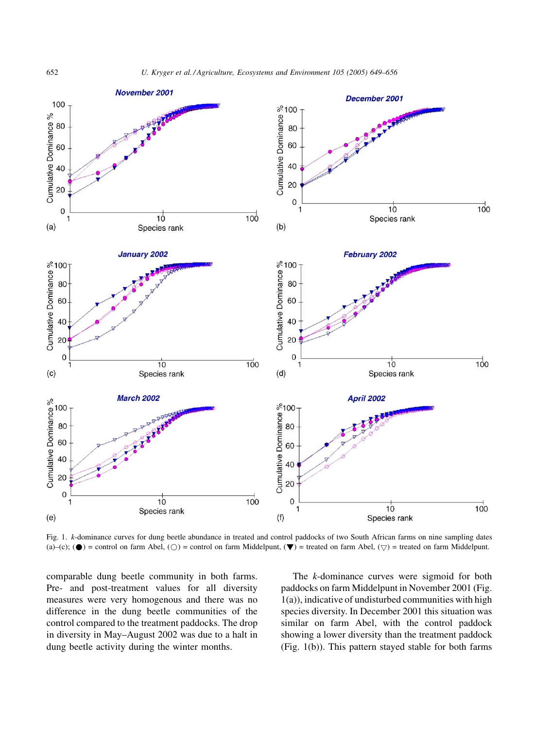Fig. 1. *k*-dominance curves for dung beetle abundance in treated and control paddocks of two South African farms on nine sampling dates (a)–(c); (●) = control on farm Abel, (○) = control on farm Middelpunt, (▼) = treated on farm Abel, (▽) = treated on farm Middelpunt.

comparable dung beetle community in both farms. Pre- and post-treatment values for all diversity measures were very homogenous and there was no difference in the dung beetle communities of the control compared to the treatment paddocks. The drop in diversity in May–August 2002 was due to a halt in dung beetle activity during the winter months.

The *k*-dominance curves were sigmoid for both paddocks on farm Middelpunt in November 2001 (Fig. 1(a)), indicative of undisturbed communities with high species diversity. In December 2001 this situation was similar on farm Abel, with the control paddock showing a lower diversity than the treatment paddock (Fig. 1(b)). This pattern stayed stable for both farms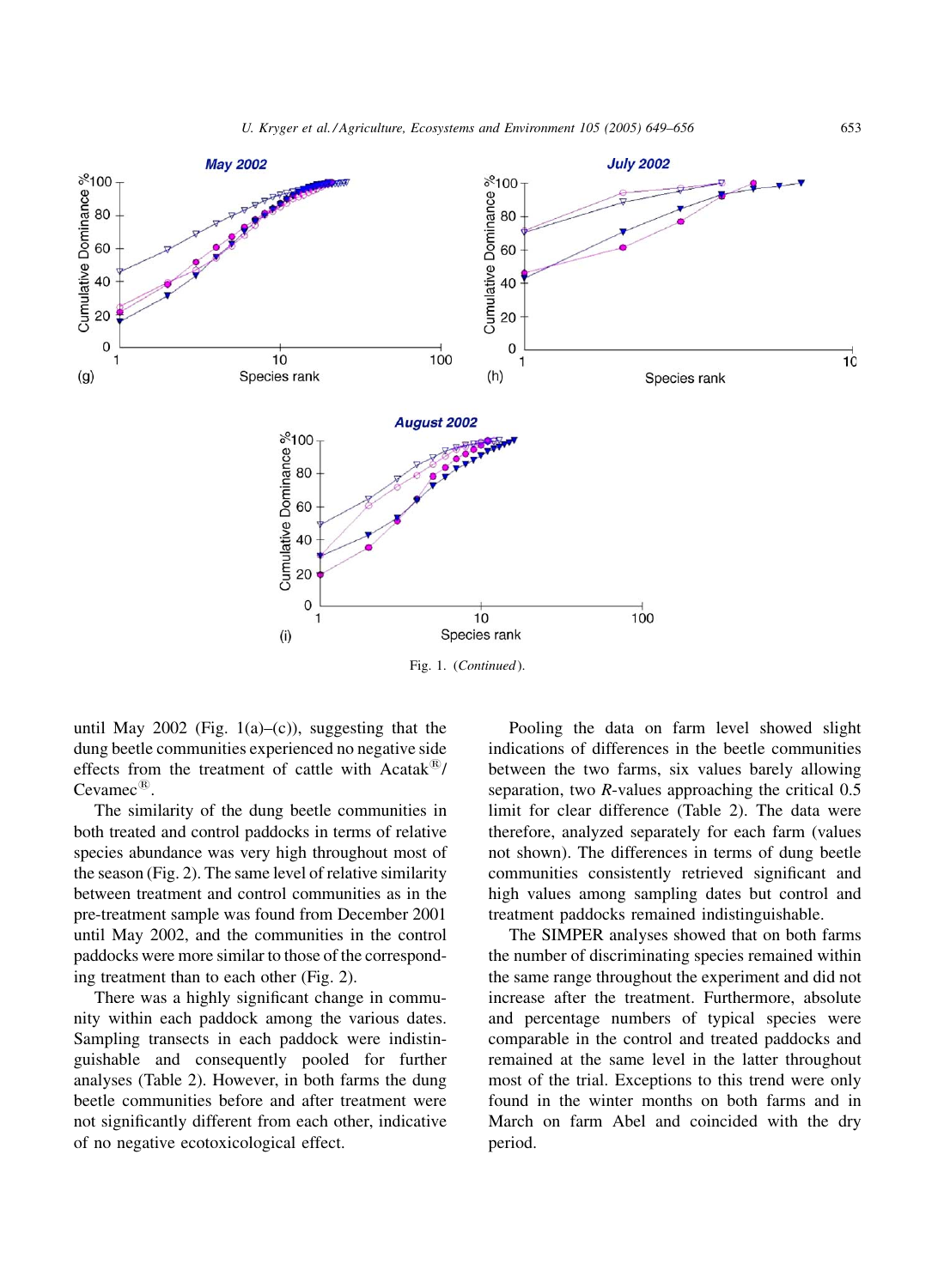Fig. 1. (*Continued*).

until May 2002 (Fig. 1(a)–(c)), suggesting that the dung beetle communities experienced no negative side effects from the treatment of cattle with Acatak®/Cevamec®.

The similarity of the dung beetle communities in both treated and control paddocks in terms of relative species abundance was very high throughout most of the season (Fig. 2). The same level of relative similarity between treatment and control communities as in the pre-treatment sample was found from December 2001 until May 2002, and the communities in the control paddocks were more similar to those of the corresponding treatment than to each other (Fig. 2).

There was a highly significant change in community within each paddock among the various dates. Sampling transects in each paddock were indistinguishable and consequently pooled for further analyses (Table 2). However, in both farms the dung beetle communities before and after treatment were not significantly different from each other, indicative of no negative ecotoxicological effect.

Pooling the data on farm level showed slight indications of differences in the beetle communities between the two farms, six values barely allowing separation, two *R*-values approaching the critical 0.5 limit for clear difference (Table 2). The data were therefore, analyzed separately for each farm (values not shown). The differences in terms of dung beetle communities consistently retrieved significant and high values among sampling dates but control and treatment paddocks remained indistinguishable.

The SIMPER analyses showed that on both farms the number of discriminating species remained within the same range throughout the experiment and did not increase after the treatment. Furthermore, absolute and percentage numbers of typical species were comparable in the control and treated paddocks and remained at the same level in the latter throughout most of the trial. Exceptions to this trend were only found in the winter months on both farms and in March on farm Abel and coincided with the dry period.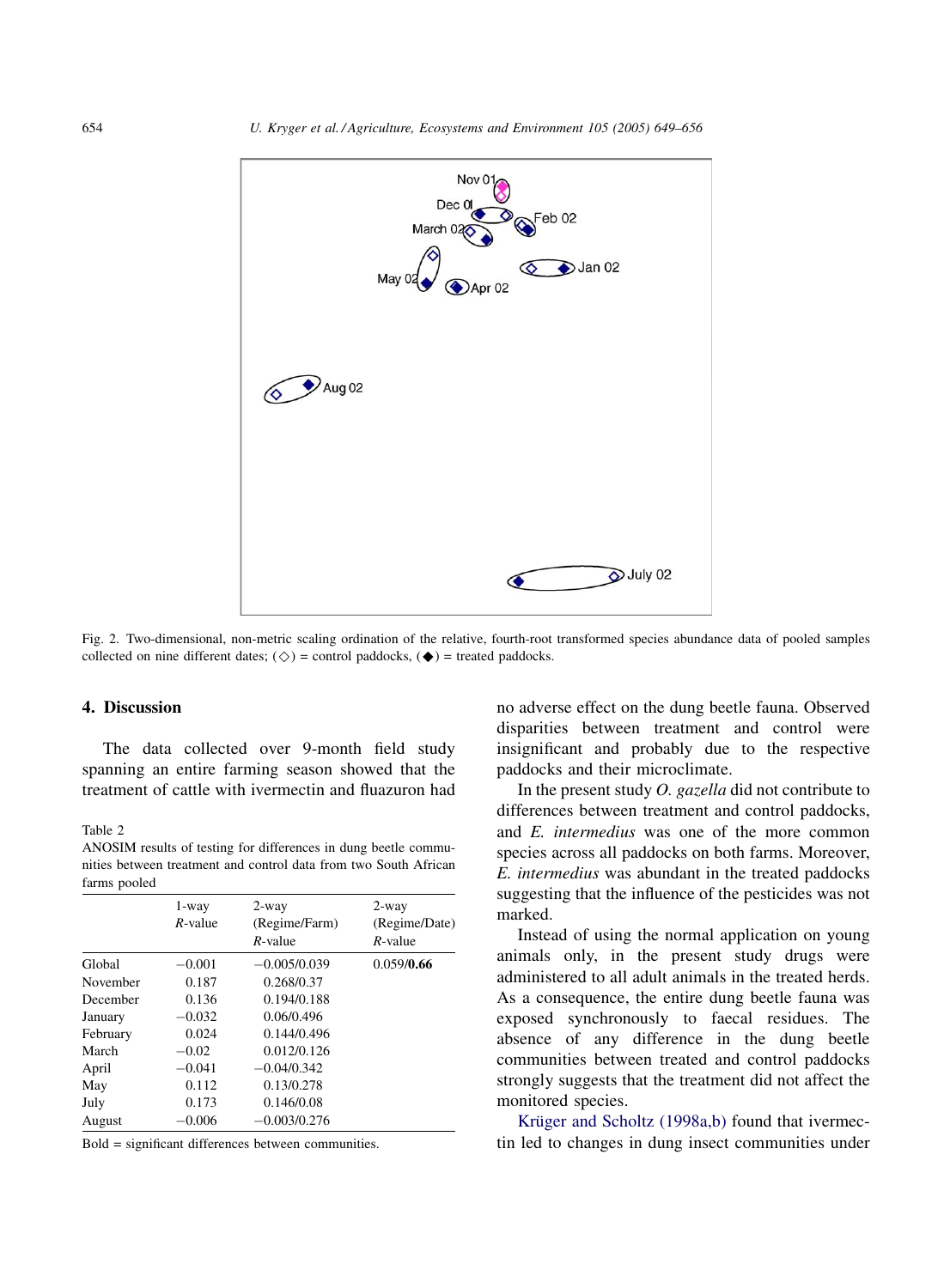Fig. 2. Two-dimensional, non-metric scaling ordination of the relative, fourth-root transformed species abundance data of pooled samples collected on nine different dates; (◇) = control paddocks, (◆) = treated paddocks.

Table 2
ANOSIM results of testing for differences in dung beetle communities between treatment and control data from two South African farms pooled

| | 1-way *R*-value | 2-way (Regime/Farm) *R*-value | 2-way (Regime/Date) *R*-value |
|---|---|---|---|
| Global | −0.001 | −0.005/0.039 | 0.059/**0.66** |
| November | 0.187 | 0.268/0.37 | |
| December | 0.136 | 0.194/0.188 | |
| January | −0.032 | 0.06/0.496 | |
| February | 0.024 | 0.144/0.496 | |
| March | −0.02 | 0.012/0.126 | |
| April | −0.041 | −0.04/0.342 | |
| May | 0.112 | 0.13/0.278 | |
| July | 0.173 | 0.146/0.08 | |
| August | −0.006 | −0.003/0.276 | |

Bold = significant differences between communities.

## 4. Discussion

The data collected over 9-month field study spanning an entire farming season showed that the treatment of cattle with ivermectin and fluazuron had no adverse effect on the dung beetle fauna. Observed disparities between treatment and control were insignificant and probably due to the respective paddocks and their microclimate.

In the present study *O. gazella* did not contribute to differences between treatment and control paddocks, and *E. intermedius* was one of the more common species across all paddocks on both farms. Moreover, *E. intermedius* was abundant in the treated paddocks suggesting that the influence of the pesticides was not marked.

Instead of using the normal application on young animals only, in the present study drugs were administered to all adult animals in the treated herds. As a consequence, the entire dung beetle fauna was exposed synchronously to faecal residues. The absence of any difference in the dung beetle communities between treated and control paddocks strongly suggests that the treatment did not affect the monitored species.

Krüger and Scholtz (1998a,b) found that ivermectin led to changes in dung insect communities under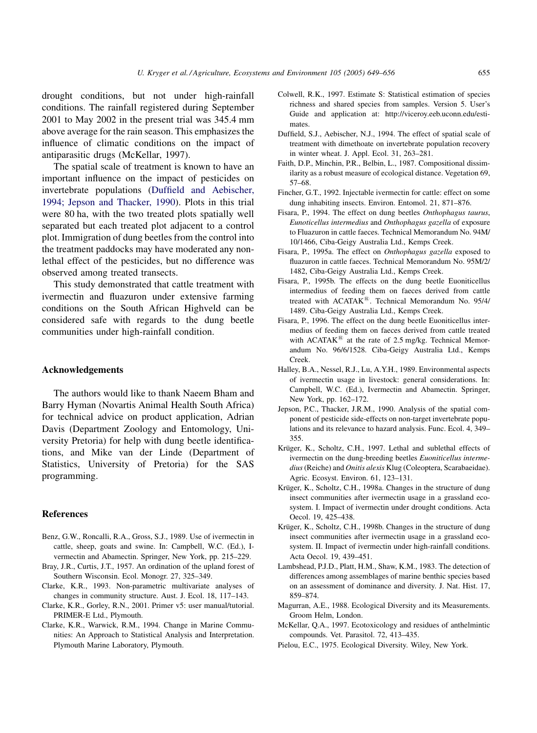drought conditions, but not under high-rainfall conditions. The rainfall registered during September 2001 to May 2002 in the present trial was 345.4 mm above average for the rain season. This emphasizes the influence of climatic conditions on the impact of antiparasitic drugs (McKellar, 1997).

The spatial scale of treatment is known to have an important influence on the impact of pesticides on invertebrate populations (Duffield and Aebischer, 1994; Jepson and Thacker, 1990). Plots in this trial were 80 ha, with the two treated plots spatially well separated but each treated plot adjacent to a control plot. Immigration of dung beetles from the control into the treatment paddocks may have moderated any non-lethal effect of the pesticides, but no difference was observed among treated transects.

This study demonstrated that cattle treatment with ivermectin and fluazuron under extensive farming conditions on the South African Highveld can be considered safe with regards to the dung beetle communities under high-rainfall condition.

## Acknowledgements

The authors would like to thank Naeem Bham and Barry Hyman (Novartis Animal Health South Africa) for technical advice on product application, Adrian Davis (Department Zoology and Entomology, University Pretoria) for help with dung beetle identifications, and Mike van der Linde (Department of Statistics, University of Pretoria) for the SAS programming.

## References

Benz, G.W., Roncalli, R.A., Gross, S.J., 1989. Use of ivermectin in cattle, sheep, goats and swine. In: Campbell, W.C. (Ed.), I-vermectin and Abamectin. Springer, New York, pp. 215–229.

Bray, J.R., Curtis, J.T., 1957. An ordination of the upland forest of Southern Wisconsin. Ecol. Monogr. 27, 325–349.

Clarke, K.R., 1993. Non-parametric multivariate analyses of changes in community structure. Aust. J. Ecol. 18, 117–143.

Clarke, K.R., Gorley, R.N., 2001. Primer v5: user manual/tutorial. PRIMER-E Ltd., Plymouth.

Clarke, K.R., Warwick, R.M., 1994. Change in Marine Communities: An Approach to Statistical Analysis and Interpretation. Plymouth Marine Laboratory, Plymouth.

Colwell, R.K., 1997. Estimate S: Statistical estimation of species richness and shared species from samples. Version 5. User's Guide and application at: http://viceroy.eeb.uconn.edu/estimates.

Duffield, S.J., Aebischer, N.J., 1994. The effect of spatial scale of treatment with dimethoate on invertebrate population recovery in winter wheat. J. Appl. Ecol. 31, 263–281.

Faith, D.P., Minchin, P.R., Belbin, L., 1987. Compositional dissimilarity as a robust measure of ecological distance. Vegetation 69, 57–68.

Fincher, G.T., 1992. Injectable ivermectin for cattle: effect on some dung inhabiting insects. Environ. Entomol. 21, 871–876.

Fisara, P., 1994. The effect on dung beetles *Onthophagus taurus*, *Eunoticellus intermedius* and *Onthophagus gazella* of exposure to Fluazuron in cattle faeces. Technical Memorandum No. 94M/10/1466, Ciba-Geigy Australia Ltd., Kemps Creek.

Fisara, P., 1995a. The effect on *Onthophagus gazella* exposed to fluazuron in cattle faeces. Technical Memorandum No. 95M/2/1482, Ciba-Geigy Australia Ltd., Kemps Creek.

Fisara, P., 1995b. The effects on the dung beetle Euoniticellus intermedius of feeding them on faeces derived from cattle treated with ACATAK®. Technical Memorandum No. 95/4/1489. Ciba-Geigy Australia Ltd., Kemps Creek.

Fisara, P., 1996. The effect on the dung beetle Euoniticellus intermedius of feeding them on faeces derived from cattle treated with ACATAK® at the rate of 2.5 mg/kg. Technical Memorandum No. 96/6/1528. Ciba-Geigy Australia Ltd., Kemps Creek.

Halley, B.A., Nessel, R.J., Lu, A.Y.H., 1989. Environmental aspects of ivermectin usage in livestock: general considerations. In: Campbell, W.C. (Ed.), Ivermectin and Abamectin. Springer, New York, pp. 162–172.

Jepson, P.C., Thacker, J.R.M., 1990. Analysis of the spatial component of pesticide side-effects on non-target invertebrate populations and its relevance to hazard analysis. Func. Ecol. 4, 349–355.

Krüger, K., Scholtz, C.H., 1997. Lethal and sublethal effects of ivermectin on the dung-breeding beetles *Euoniticellus intermedius* (Reiche) and *Onitis alexis* Klug (Coleoptera, Scarabaeidae). Agric. Ecosyst. Environ. 61, 123–131.

Krüger, K., Scholtz, C.H., 1998a. Changes in the structure of dung insect communities after ivermectin usage in a grassland ecosystem. I. Impact of ivermectin under drought conditions. Acta Oecol. 19, 425–438.

Krüger, K., Scholtz, C.H., 1998b. Changes in the structure of dung insect communities after ivermectin usage in a grassland ecosystem. II. Impact of ivermectin under high-rainfall conditions. Acta Oecol. 19, 439–451.

Lambshead, P.J.D., Platt, H.M., Shaw, K.M., 1983. The detection of differences among assemblages of marine benthic species based on an assessment of dominance and diversity. J. Nat. Hist. 17, 859–874.

Magurran, A.E., 1988. Ecological Diversity and its Measurements. Groom Helm, London.

McKellar, Q.A., 1997. Ecotoxicology and residues of anthelmintic compounds. Vet. Parasitol. 72, 413–435.

Pielou, E.C., 1975. Ecological Diversity. Wiley, New York.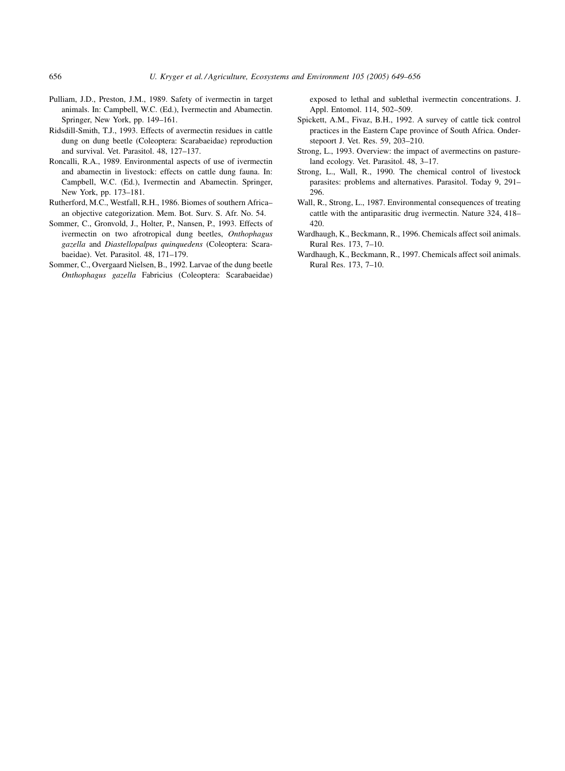Pulliam, J.D., Preston, J.M., 1989. Safety of ivermectin in target animals. In: Campbell, W.C. (Ed.), Ivermectin and Abamectin. Springer, New York, pp. 149–161.

Ridsdill-Smith, T.J., 1993. Effects of avermectin residues in cattle dung on dung beetle (Coleoptera: Scarabaeidae) reproduction and survival. Vet. Parasitol. 48, 127–137.

Roncalli, R.A., 1989. Environmental aspects of use of ivermectin and abamectin in livestock: effects on cattle dung fauna. In: Campbell, W.C. (Ed.), Ivermectin and Abamectin. Springer, New York, pp. 173–181.

Rutherford, M.C., Westfall, R.H., 1986. Biomes of southern Africa–an objective categorization. Mem. Bot. Surv. S. Afr. No. 54.

Sommer, C., Gronvold, J., Holter, P., Nansen, P., 1993. Effects of ivermectin on two afrotropical dung beetles, *Onthophagus gazella* and *Diastellopalpus quinquedens* (Coleoptera: Scarabaeidae). Vet. Parasitol. 48, 171–179.

Sommer, C., Overgaard Nielsen, B., 1992. Larvae of the dung beetle *Onthophagus gazella* Fabricius (Coleoptera: Scarabaeidae) exposed to lethal and sublethal ivermectin concentrations. J. Appl. Entomol. 114, 502–509.

Spickett, A.M., Fivaz, B.H., 1992. A survey of cattle tick control practices in the Eastern Cape province of South Africa. Onderstepoort J. Vet. Res. 59, 203–210.

Strong, L., 1993. Overview: the impact of avermectins on pastureland ecology. Vet. Parasitol. 48, 3–17.

Strong, L., Wall, R., 1990. The chemical control of livestock parasites: problems and alternatives. Parasitol. Today 9, 291–296.

Wall, R., Strong, L., 1987. Environmental consequences of treating cattle with the antiparasitic drug ivermectin. Nature 324, 418–420.

Wardhaugh, K., Beckmann, R., 1996. Chemicals affect soil animals. Rural Res. 173, 7–10.

Wardhaugh, K., Beckmann, R., 1997. Chemicals affect soil animals. Rural Res. 173, 7–10.